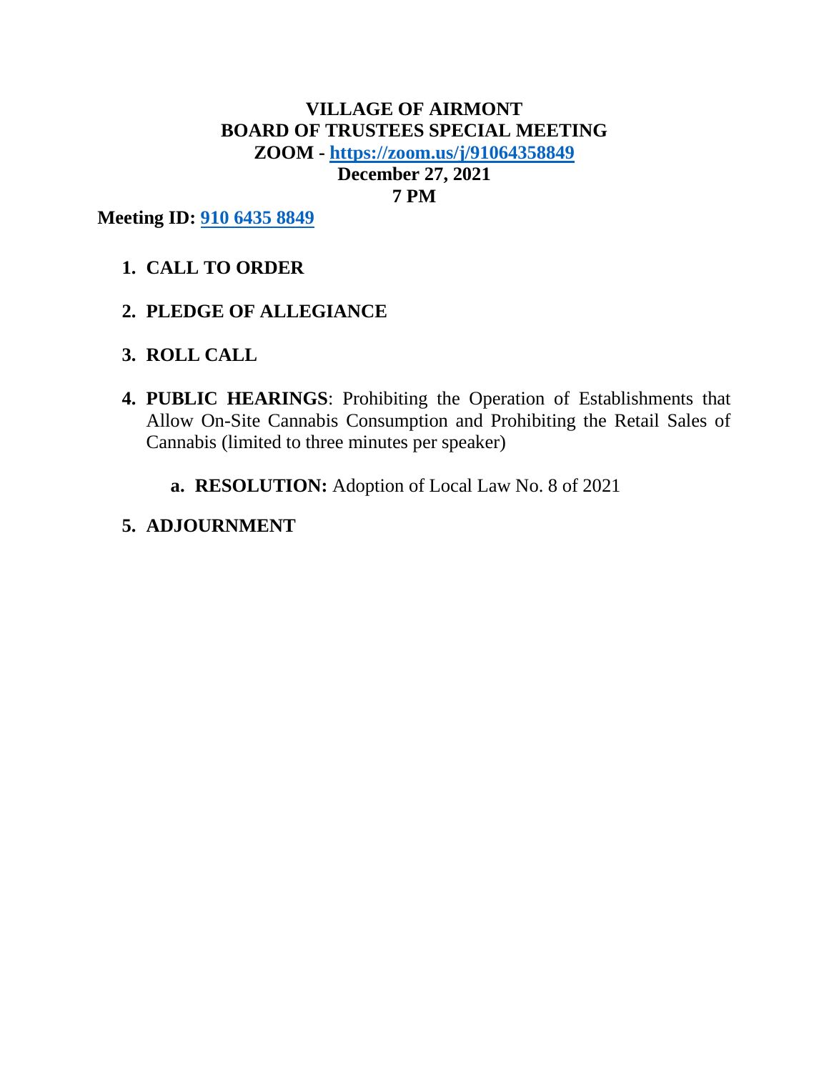# VILLAGE OF AIRMONT
## BOARD OF TRUSTEES SPECIAL MEETING
## ZOOM - [https://zoom.us/j/91064358849](https://zoom.us/j/91064358849)
## December 27, 2021
## 7 PM

**Meeting ID: [910 6435 8849](https://zoom.us/j/91064358849)**

1. **CALL TO ORDER**

2. **PLEDGE OF ALLEGIANCE**

3. **ROLL CALL**

4. **PUBLIC HEARINGS**: Prohibiting the Operation of Establishments that Allow On-Site Cannabis Consumption and Prohibiting the Retail Sales of Cannabis (limited to three minutes per speaker)

   a. **RESOLUTION:** Adoption of Local Law No. 8 of 2021

5. **ADJOURNMENT**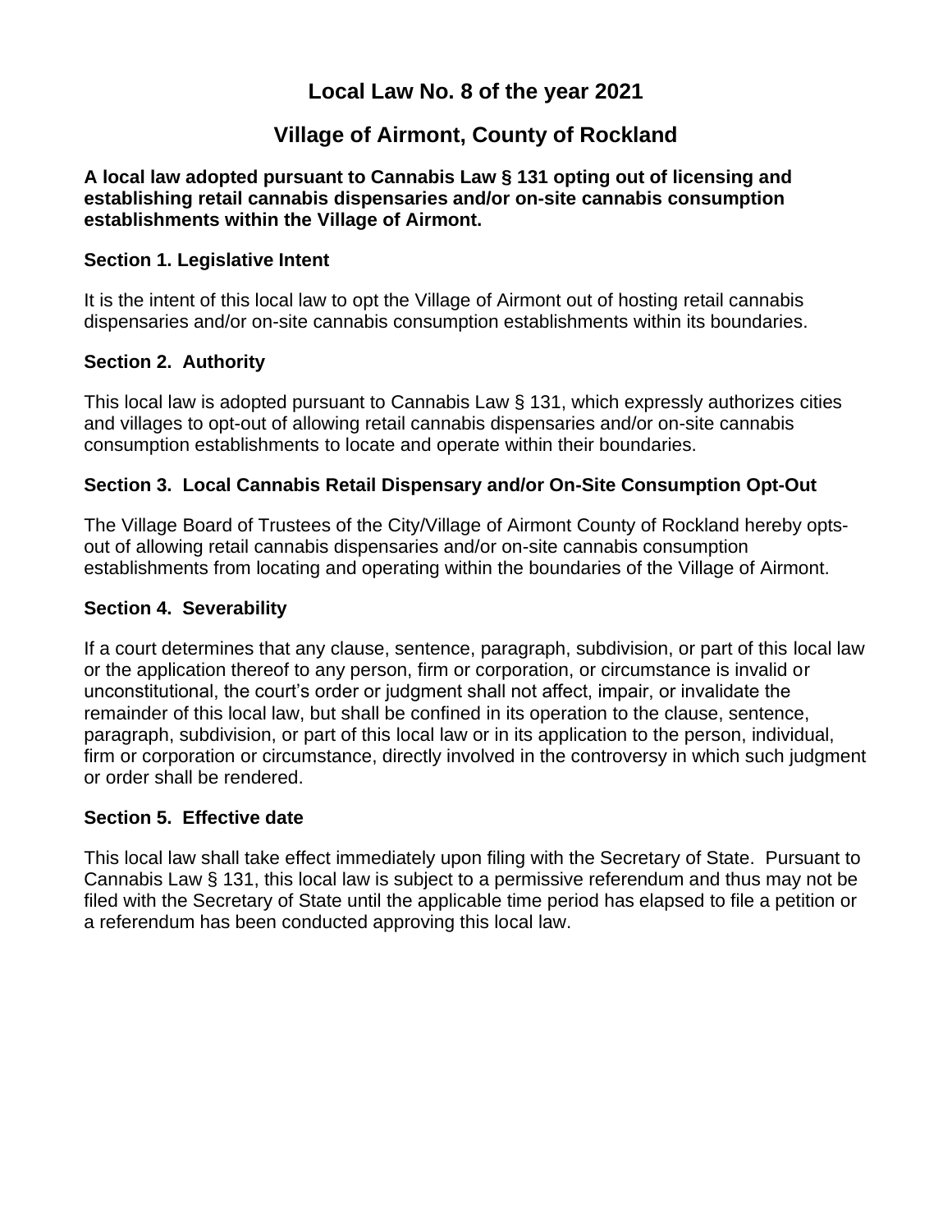# Local Law No. 8 of the year 2021

# Village of Airmont, County of Rockland

**A local law adopted pursuant to Cannabis Law § 131 opting out of licensing and establishing retail cannabis dispensaries and/or on-site cannabis consumption establishments within the Village of Airmont.**

### Section 1. Legislative Intent

It is the intent of this local law to opt the Village of Airmont out of hosting retail cannabis dispensaries and/or on-site cannabis consumption establishments within its boundaries.

### Section 2. Authority

This local law is adopted pursuant to Cannabis Law § 131, which expressly authorizes cities and villages to opt-out of allowing retail cannabis dispensaries and/or on-site cannabis consumption establishments to locate and operate within their boundaries.

### Section 3. Local Cannabis Retail Dispensary and/or On-Site Consumption Opt-Out

The Village Board of Trustees of the City/Village of Airmont County of Rockland hereby opts-out of allowing retail cannabis dispensaries and/or on-site cannabis consumption establishments from locating and operating within the boundaries of the Village of Airmont.

### Section 4. Severability

If a court determines that any clause, sentence, paragraph, subdivision, or part of this local law or the application thereof to any person, firm or corporation, or circumstance is invalid or unconstitutional, the court's order or judgment shall not affect, impair, or invalidate the remainder of this local law, but shall be confined in its operation to the clause, sentence, paragraph, subdivision, or part of this local law or in its application to the person, individual, firm or corporation or circumstance, directly involved in the controversy in which such judgment or order shall be rendered.

### Section 5. Effective date

This local law shall take effect immediately upon filing with the Secretary of State. Pursuant to Cannabis Law § 131, this local law is subject to a permissive referendum and thus may not be filed with the Secretary of State until the applicable time period has elapsed to file a petition or a referendum has been conducted approving this local law.